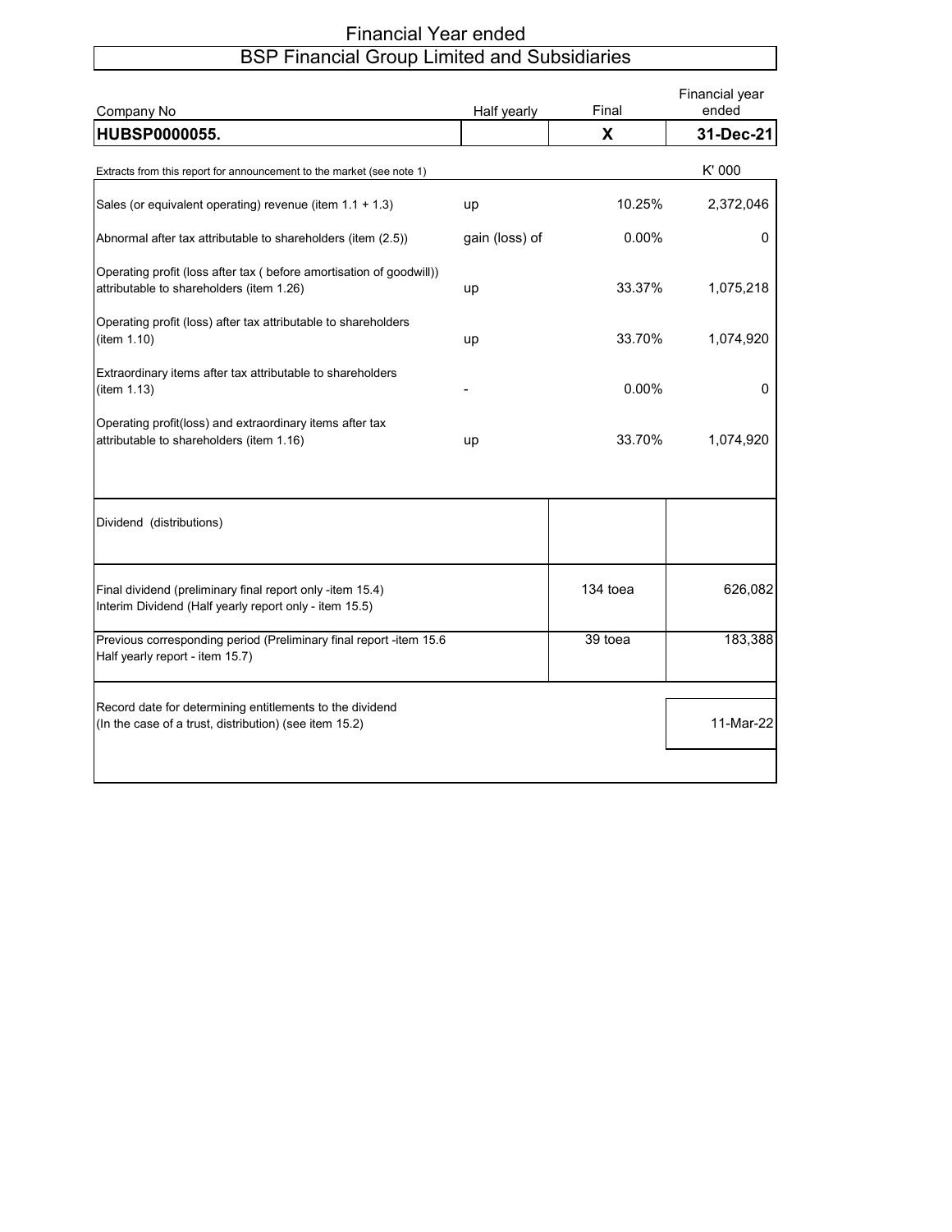# Financial Year ended

## BSP Financial Group Limited and Subsidiaries

| Company No | Half yearly | Final | Financial year ended |
|---|---|---|---|
| **HUBSP0000055.** | | **X** | **31-Dec-21** |

| Extracts from this report for announcement to the market (see note 1) | | | K' 000 |
|---|---|---|---|
| Sales (or equivalent operating) revenue (item 1.1 + 1.3) | up | 10.25% | 2,372,046 |
| Abnormal after tax attributable to shareholders (item (2.5)) | gain (loss) of | 0.00% | 0 |
| Operating profit (loss after tax ( before amortisation of goodwill)) attributable to shareholders (item 1.26) | up | 33.37% | 1,075,218 |
| Operating profit (loss) after tax attributable to shareholders (item 1.10) | up | 33.70% | 1,074,920 |
| Extraordinary items after tax attributable to shareholders (item 1.13) | - | 0.00% | 0 |
| Operating profit(loss) and extraordinary items after tax attributable to shareholders (item 1.16) | up | 33.70% | 1,074,920 |

| Dividend (distributions) | | |
|---|---|---|
| Final dividend (preliminary final report only -item 15.4)<br>Interim Dividend (Half yearly report only - item 15.5) | 134 toea | 626,082 |
| Previous corresponding period (Preliminary final report -item 15.6<br>Half yearly report - item 15.7) | 39 toea | 183,388 |
| Record date for determining entitlements to the dividend<br>(In the case of a trust, distribution) (see item 15.2) | | 11-Mar-22 |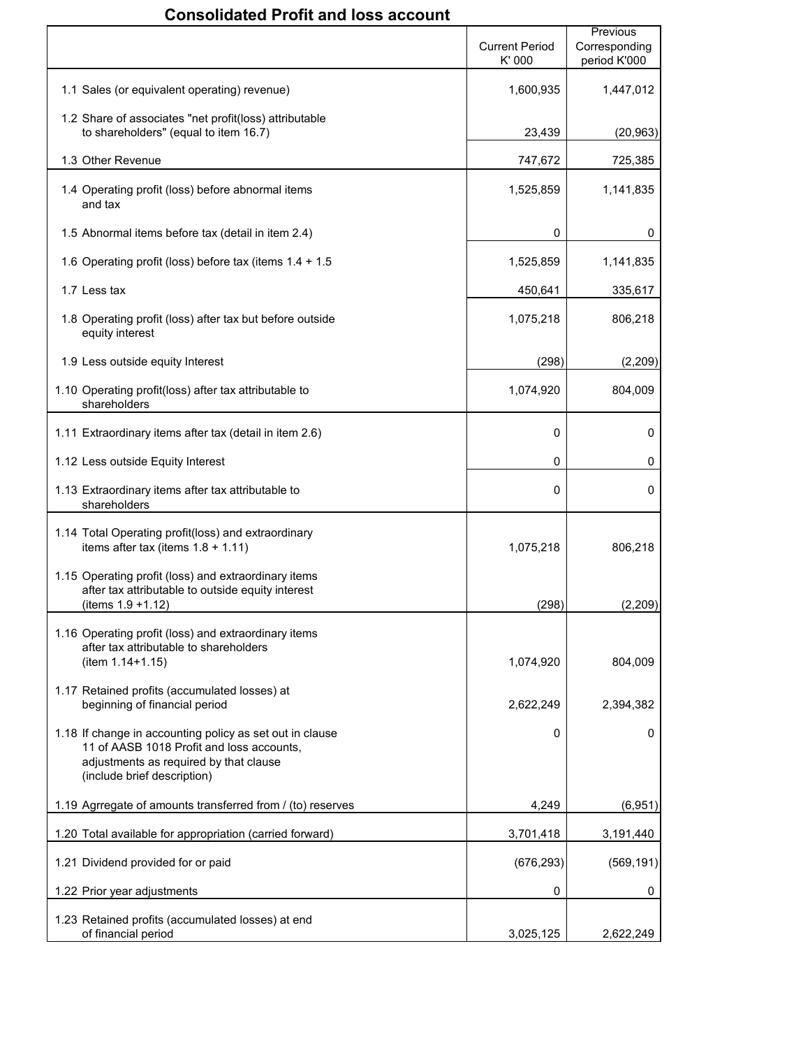## Consolidated Profit and loss account

| | Current Period K' 000 | Previous Corresponding period K'000 |
|---|---|---|
| 1.1 Sales (or equivalent operating) revenue) | 1,600,935 | 1,447,012 |
| 1.2 Share of associates "net profit(loss) attributable to shareholders" (equal to item 16.7) | 23,439 | (20,963) |
| 1.3 Other Revenue | 747,672 | 725,385 |
| 1.4 Operating profit (loss) before abnormal items and tax | 1,525,859 | 1,141,835 |
| 1.5 Abnormal items before tax (detail in item 2.4) | 0 | 0 |
| 1.6 Operating profit (loss) before tax (items 1.4 + 1.5 | 1,525,859 | 1,141,835 |
| 1.7 Less tax | 450,641 | 335,617 |
| 1.8 Operating profit (loss) after tax but before outside equity interest | 1,075,218 | 806,218 |
| 1.9 Less outside equity Interest | (298) | (2,209) |
| 1.10 Operating profit(loss) after tax attributable to shareholders | 1,074,920 | 804,009 |
| 1.11 Extraordinary items after tax (detail in item 2.6) | 0 | 0 |
| 1.12 Less outside Equity Interest | 0 | 0 |
| 1.13 Extraordinary items after tax attributable to shareholders | 0 | 0 |
| 1.14 Total Operating profit(loss) and extraordinary items after tax (items 1.8 + 1.11) | 1,075,218 | 806,218 |
| 1.15 Operating profit (loss) and extraordinary items after tax attributable to outside equity interest (items 1.9 +1.12) | (298) | (2,209) |
| 1.16 Operating profit (loss) and extraordinary items after tax attributable to shareholders (item 1.14+1.15) | 1,074,920 | 804,009 |
| 1.17 Retained profits (accumulated losses) at beginning of financial period | 2,622,249 | 2,394,382 |
| 1.18 If change in accounting policy as set out in clause 11 of AASB 1018 Profit and loss accounts, adjustments as required by that clause (include brief description) | 0 | 0 |
| 1.19 Agrregate of amounts transferred from / (to) reserves | 4,249 | (6,951) |
| 1.20 Total available for appropriation (carried forward) | 3,701,418 | 3,191,440 |
| 1.21 Dividend provided for or paid | (676,293) | (569,191) |
| 1.22 Prior year adjustments | 0 | 0 |
| 1.23 Retained profits (accumulated losses) at end of financial period | 3,025,125 | 2,622,249 |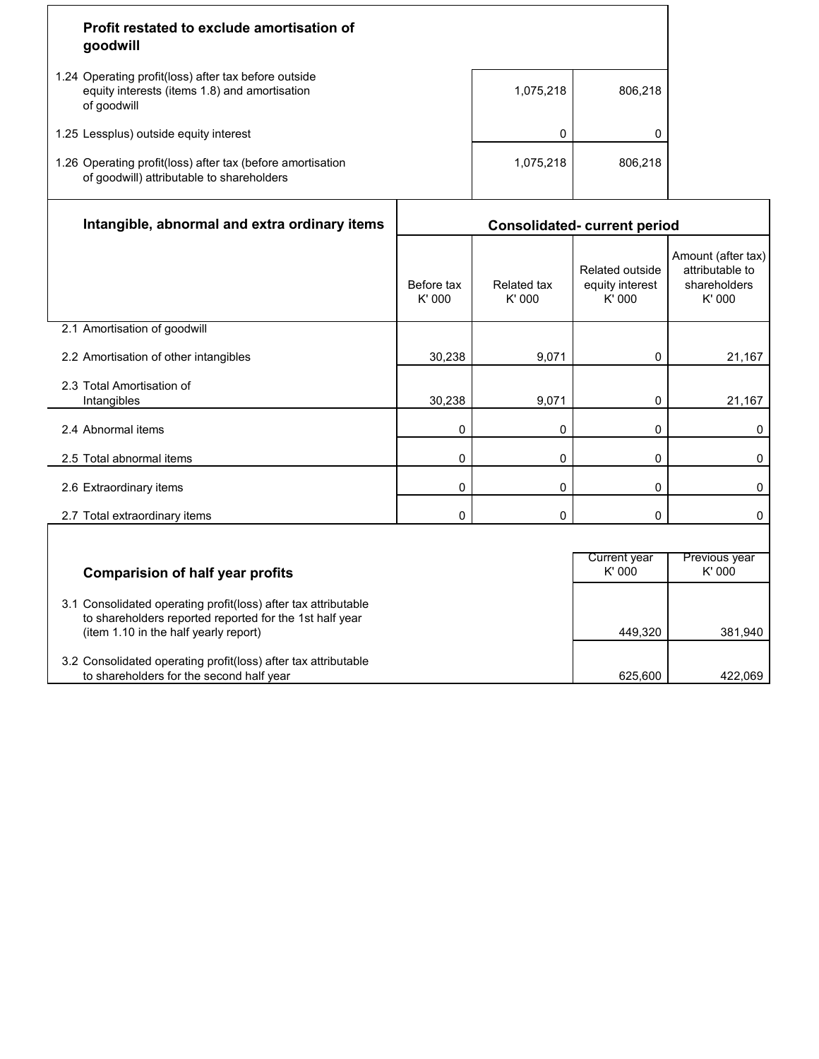## Profit restated to exclude amortisation of goodwill

| | | |
|---|---|---|
| 1.24 Operating profit(loss) after tax before outside equity interests (items 1.8) and amortisation of goodwill | 1,075,218 | 806,218 |
| 1.25 Lessplus) outside equity interest | 0 | 0 |
| 1.26 Operating profit(loss) after tax (before amortisation of goodwill) attributable to shareholders | 1,075,218 | 806,218 |

## Intangible, abnormal and extra ordinary items

| | Consolidated- current period | | | |
|---|---|---|---|---|
| | Before tax K' 000 | Related tax K' 000 | Related outside equity interest K' 000 | Amount (after tax) attributable to shareholders K' 000 |
| 2.1 Amortisation of goodwill | | | | |
| 2.2 Amortisation of other intangibles | 30,238 | 9,071 | 0 | 21,167 |
| 2.3 Total Amortisation of Intangibles | 30,238 | 9,071 | 0 | 21,167 |
| 2.4 Abnormal items | 0 | 0 | 0 | 0 |
| 2.5 Total abnormal items | 0 | 0 | 0 | 0 |
| 2.6 Extraordinary items | 0 | 0 | 0 | 0 |
| 2.7 Total extraordinary items | 0 | 0 | 0 | 0 |

## Comparision of half year profits

| | Current year K' 000 | Previous year K' 000 |
|---|---|---|
| 3.1 Consolidated operating profit(loss) after tax attributable to shareholders reported reported for the 1st half year (item 1.10 in the half yearly report) | 449,320 | 381,940 |
| 3.2 Consolidated operating profit(loss) after tax attributable to shareholders for the second half year | 625,600 | 422,069 |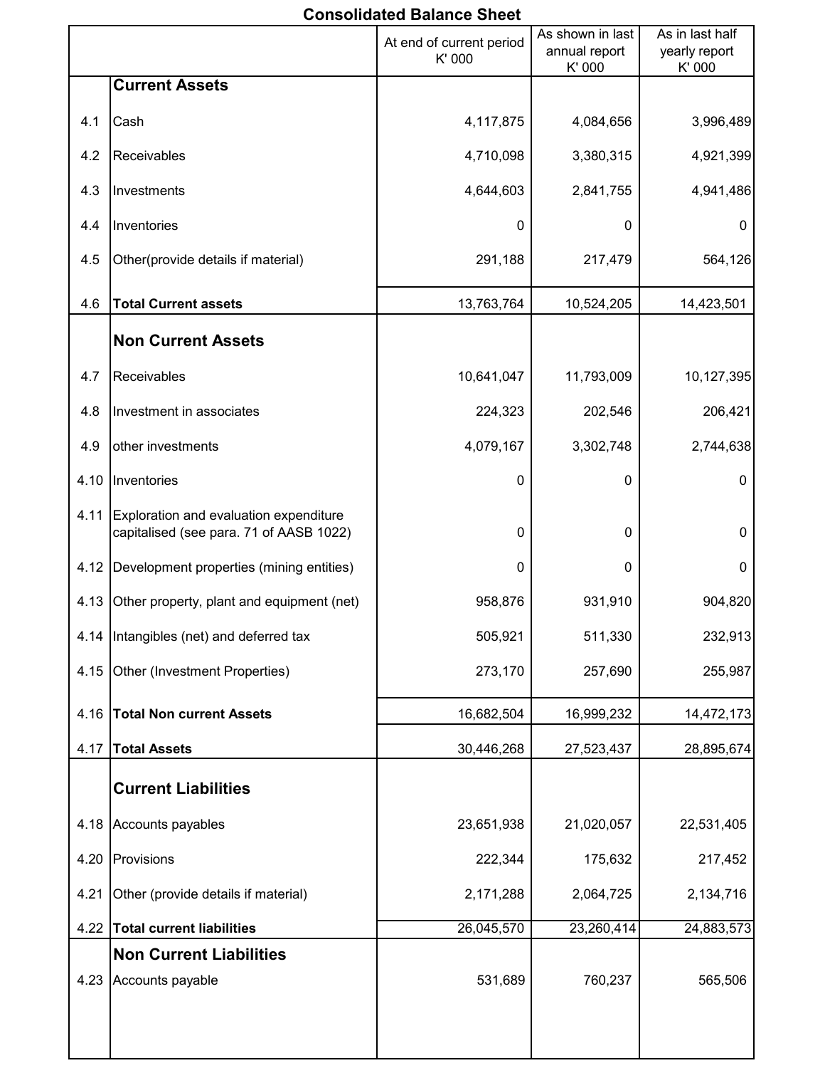# Consolidated Balance Sheet

| | | At end of current period K' 000 | As shown in last annual report K' 000 | As in last half yearly report K' 000 |
|---|---|---|---|---|
| | **Current Assets** | | | |
| 4.1 | Cash | 4,117,875 | 4,084,656 | 3,996,489 |
| 4.2 | Receivables | 4,710,098 | 3,380,315 | 4,921,399 |
| 4.3 | Investments | 4,644,603 | 2,841,755 | 4,941,486 |
| 4.4 | Inventories | 0 | 0 | 0 |
| 4.5 | Other(provide details if material) | 291,188 | 217,479 | 564,126 |
| 4.6 | **Total Current assets** | 13,763,764 | 10,524,205 | 14,423,501 |
| | **Non Current Assets** | | | |
| 4.7 | Receivables | 10,641,047 | 11,793,009 | 10,127,395 |
| 4.8 | Investment in associates | 224,323 | 202,546 | 206,421 |
| 4.9 | other investments | 4,079,167 | 3,302,748 | 2,744,638 |
| 4.10 | Inventories | 0 | 0 | 0 |
| 4.11 | Exploration and evaluation expenditure capitalised (see para. 71 of AASB 1022) | 0 | 0 | 0 |
| 4.12 | Development properties (mining entities) | 0 | 0 | 0 |
| 4.13 | Other property, plant and equipment (net) | 958,876 | 931,910 | 904,820 |
| 4.14 | Intangibles (net) and deferred tax | 505,921 | 511,330 | 232,913 |
| 4.15 | Other (Investment Properties) | 273,170 | 257,690 | 255,987 |
| 4.16 | **Total Non current Assets** | 16,682,504 | 16,999,232 | 14,472,173 |
| 4.17 | **Total Assets** | 30,446,268 | 27,523,437 | 28,895,674 |
| | **Current Liabilities** | | | |
| 4.18 | Accounts payables | 23,651,938 | 21,020,057 | 22,531,405 |
| 4.20 | Provisions | 222,344 | 175,632 | 217,452 |
| 4.21 | Other (provide details if material) | 2,171,288 | 2,064,725 | 2,134,716 |
| 4.22 | **Total current liabilities** | 26,045,570 | 23,260,414 | 24,883,573 |
| | **Non Current Liabilities** | | | |
| 4.23 | Accounts payable | 531,689 | 760,237 | 565,506 |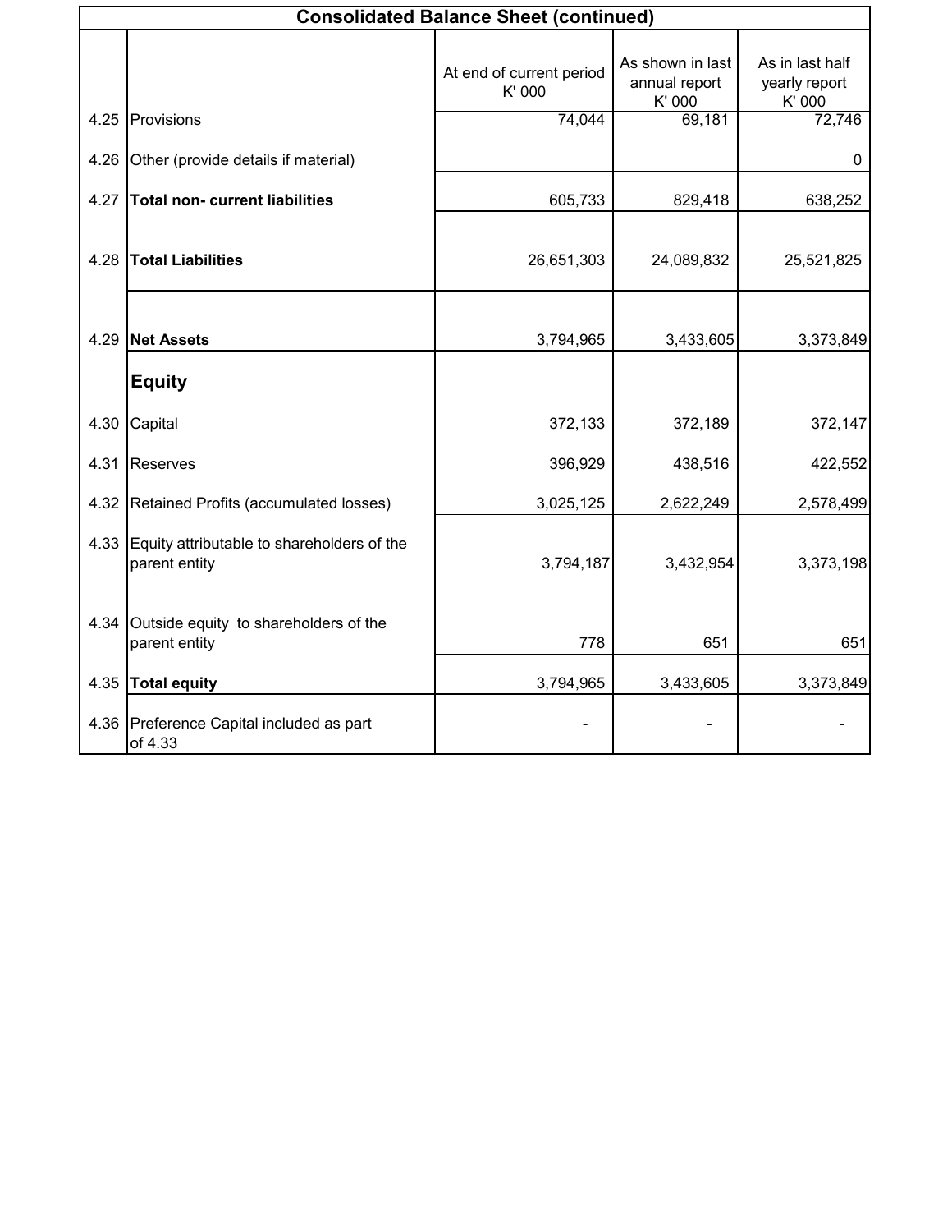## Consolidated Balance Sheet (continued)

| | | At end of current period K' 000 | As shown in last annual report K' 000 | As in last half yearly report K' 000 |
|---|---|---|---|---|
| 4.25 | Provisions | 74,044 | 69,181 | 72,746 |
| 4.26 | Other (provide details if material) | | | 0 |
| 4.27 | **Total non- current liabilities** | 605,733 | 829,418 | 638,252 |
| 4.28 | **Total Liabilities** | 26,651,303 | 24,089,832 | 25,521,825 |
| 4.29 | **Net Assets** | 3,794,965 | 3,433,605 | 3,373,849 |
| | **Equity** | | | |
| 4.30 | Capital | 372,133 | 372,189 | 372,147 |
| 4.31 | Reserves | 396,929 | 438,516 | 422,552 |
| 4.32 | Retained Profits (accumulated losses) | 3,025,125 | 2,622,249 | 2,578,499 |
| 4.33 | Equity attributable to shareholders of the parent entity | 3,794,187 | 3,432,954 | 3,373,198 |
| 4.34 | Outside equity to shareholders of the parent entity | 778 | 651 | 651 |
| 4.35 | **Total equity** | 3,794,965 | 3,433,605 | 3,373,849 |
| 4.36 | Preference Capital included as part of 4.33 | - | - | - |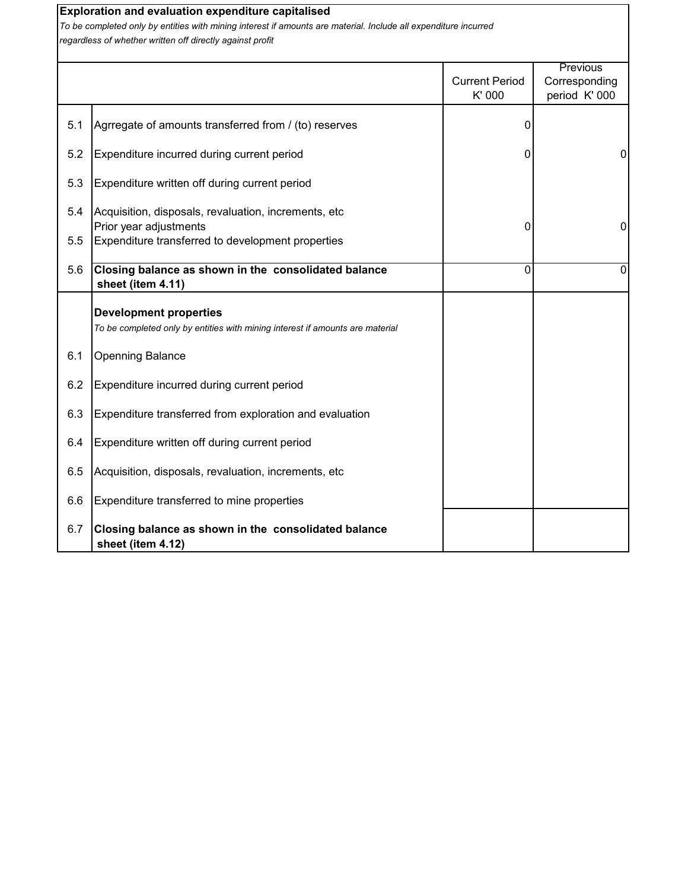**Exploration and evaluation expenditure capitalised**

*To be completed only by entities with mining interest if amounts are material. Include all expenditure incurred regardless of whether written off directly against profit*

| | | Current Period K' 000 | Previous Corresponding period K' 000 |
|---|---|---|---|
| 5.1 | Agrregate of amounts transferred from / (to) reserves | 0 | |
| 5.2 | Expenditure incurred during current period | 0 | 0 |
| 5.3 | Expenditure written off during current period | | |
| 5.4 | Acquisition, disposals, revaluation, increments, etc<br>Prior year adjustments | 0 | 0 |
| 5.5 | Expenditure transferred to development properties | | |
| 5.6 | **Closing balance as shown in the consolidated balance sheet (item 4.11)** | 0 | 0 |
| | **Development properties**<br>*To be completed only by entities with mining interest if amounts are material* | | |
| 6.1 | Openning Balance | | |
| 6.2 | Expenditure incurred during current period | | |
| 6.3 | Expenditure transferred from exploration and evaluation | | |
| 6.4 | Expenditure written off during current period | | |
| 6.5 | Acquisition, disposals, revaluation, increments, etc | | |
| 6.6 | Expenditure transferred to mine properties | | |
| 6.7 | **Closing balance as shown in the consolidated balance sheet (item 4.12)** | | |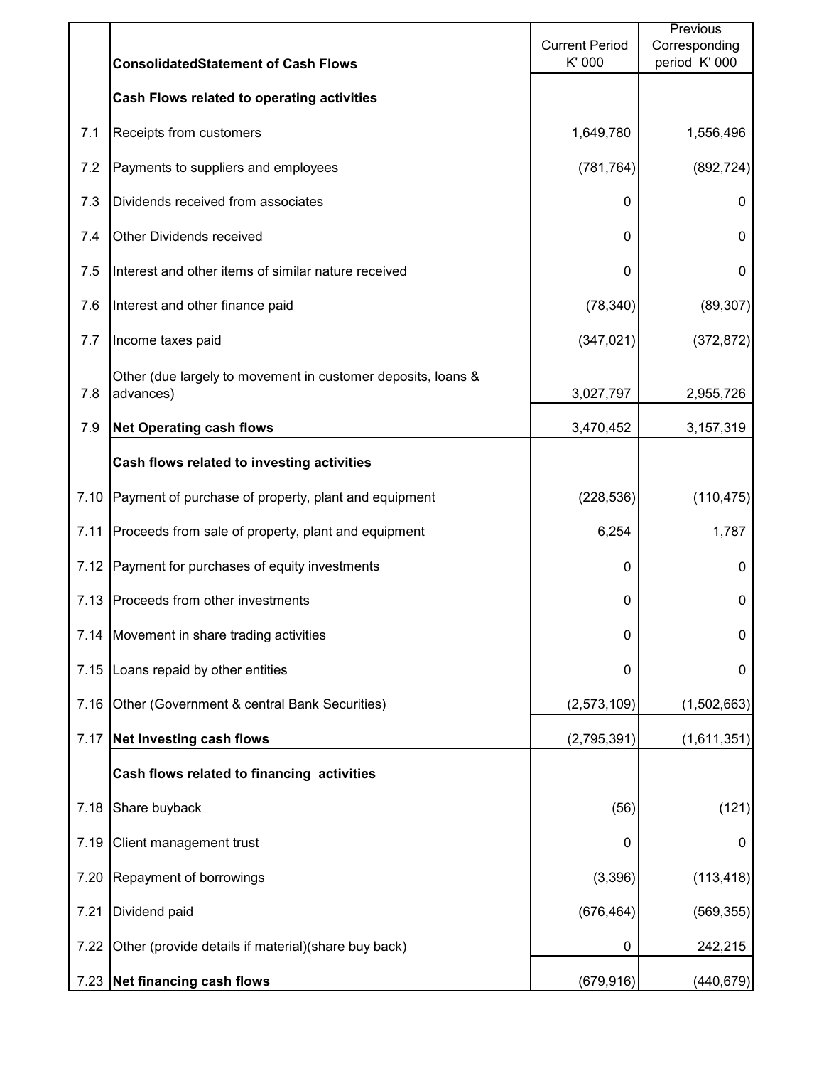| | ConsolidatedStatement of Cash Flows | Current Period K' 000 | Previous Corresponding period K' 000 |
|---|---|---|---|
| | **Cash Flows related to operating activities** | | |
| 7.1 | Receipts from customers | 1,649,780 | 1,556,496 |
| 7.2 | Payments to suppliers and employees | (781,764) | (892,724) |
| 7.3 | Dividends received from associates | 0 | 0 |
| 7.4 | Other Dividends received | 0 | 0 |
| 7.5 | Interest and other items of similar nature received | 0 | 0 |
| 7.6 | Interest and other finance paid | (78,340) | (89,307) |
| 7.7 | Income taxes paid | (347,021) | (372,872) |
| 7.8 | Other (due largely to movement in customer deposits, loans & advances) | 3,027,797 | 2,955,726 |
| 7.9 | **Net Operating cash flows** | 3,470,452 | 3,157,319 |
| | **Cash flows related to investing activities** | | |
| 7.10 | Payment of purchase of property, plant and equipment | (228,536) | (110,475) |
| 7.11 | Proceeds from sale of property, plant and equipment | 6,254 | 1,787 |
| 7.12 | Payment for purchases of equity investments | 0 | 0 |
| 7.13 | Proceeds from other investments | 0 | 0 |
| 7.14 | Movement in share trading activities | 0 | 0 |
| 7.15 | Loans repaid by other entities | 0 | 0 |
| 7.16 | Other (Government & central Bank Securities) | (2,573,109) | (1,502,663) |
| 7.17 | **Net Investing cash flows** | (2,795,391) | (1,611,351) |
| | **Cash flows related to financing activities** | | |
| 7.18 | Share buyback | (56) | (121) |
| 7.19 | Client management trust | 0 | 0 |
| 7.20 | Repayment of borrowings | (3,396) | (113,418) |
| 7.21 | Dividend paid | (676,464) | (569,355) |
| 7.22 | Other (provide details if material)(share buy back) | 0 | 242,215 |
| 7.23 | **Net financing cash flows** | (679,916) | (440,679) |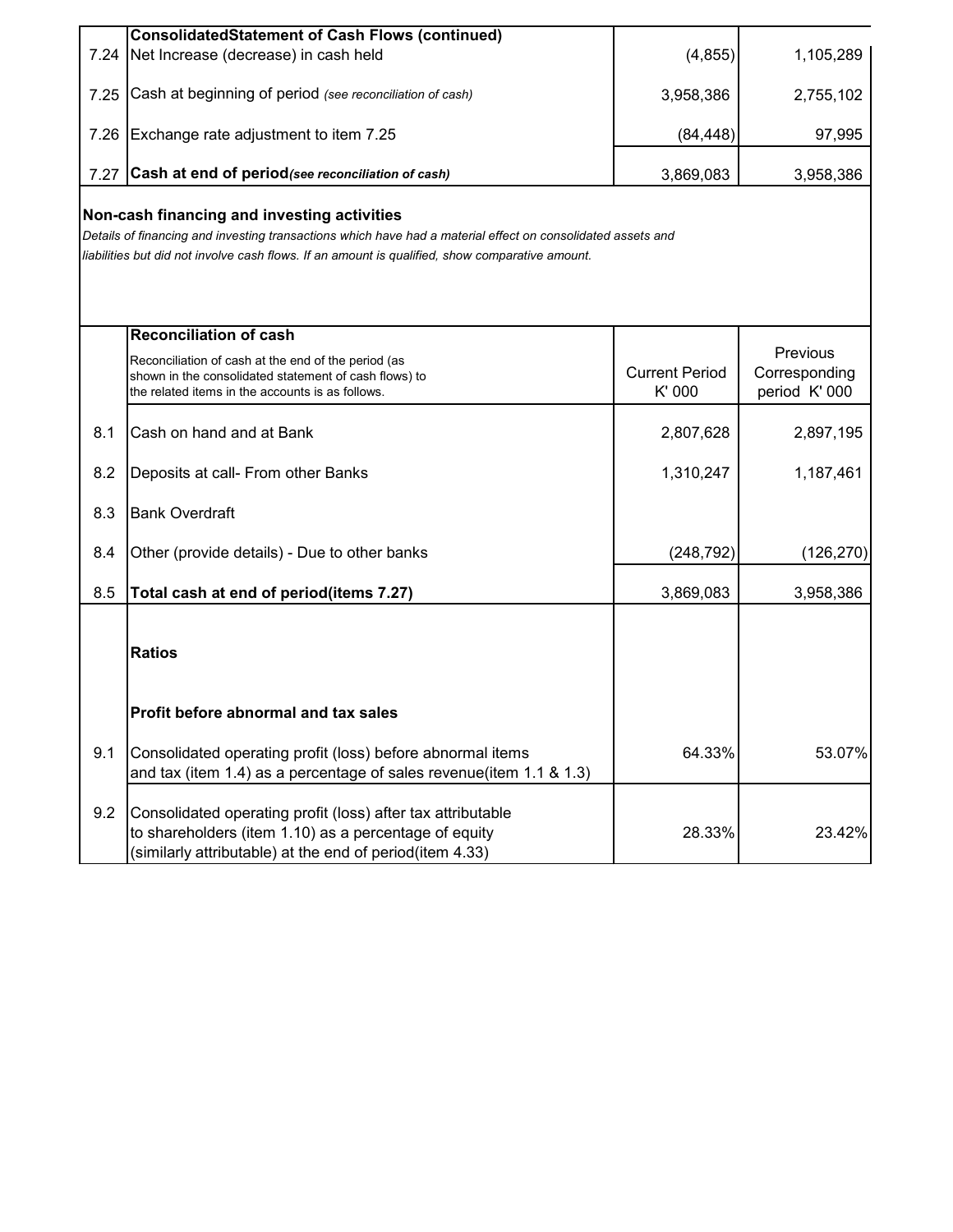| | Consolidated Statement of Cash Flows (continued) | | |
|---|---|---|---|
| 7.24 | Net Increase (decrease) in cash held | (4,855) | 1,105,289 |
| 7.25 | Cash at beginning of period *(see reconciliation of cash)* | 3,958,386 | 2,755,102 |
| 7.26 | Exchange rate adjustment to item 7.25 | (84,448) | 97,995 |
| 7.27 | **Cash at end of period** ***(see reconciliation of cash)*** | 3,869,083 | 3,958,386 |

**Non-cash financing and investing activities**

*Details of financing and investing transactions which have had a material effect on consolidated assets and liabilities but did not involve cash flows. If an amount is qualified, show comparative amount.*

| | **Reconciliation of cash**<br>Reconciliation of cash at the end of the period (as shown in the consolidated statement of cash flows) to the related items in the accounts is as follows. | Current Period K' 000 | Previous Corresponding period K' 000 |
|---|---|---|---|
| 8.1 | Cash on hand and at Bank | 2,807,628 | 2,897,195 |
| 8.2 | Deposits at call- From other Banks | 1,310,247 | 1,187,461 |
| 8.3 | Bank Overdraft | | |
| 8.4 | Other (provide details) - Due to other banks | (248,792) | (126,270) |
| 8.5 | **Total cash at end of period(items 7.27)** | 3,869,083 | 3,958,386 |

| | | | |
|---|---|---|---|
| | **Ratios** | | |
| | **Profit before abnormal and tax sales** | | |
| 9.1 | Consolidated operating profit (loss) before abnormal items and tax (item 1.4) as a percentage of sales revenue(item 1.1 & 1.3) | 64.33% | 53.07% |
| 9.2 | Consolidated operating profit (loss) after tax attributable to shareholders (item 1.10) as a percentage of equity (similarly attributable) at the end of period(item 4.33) | 28.33% | 23.42% |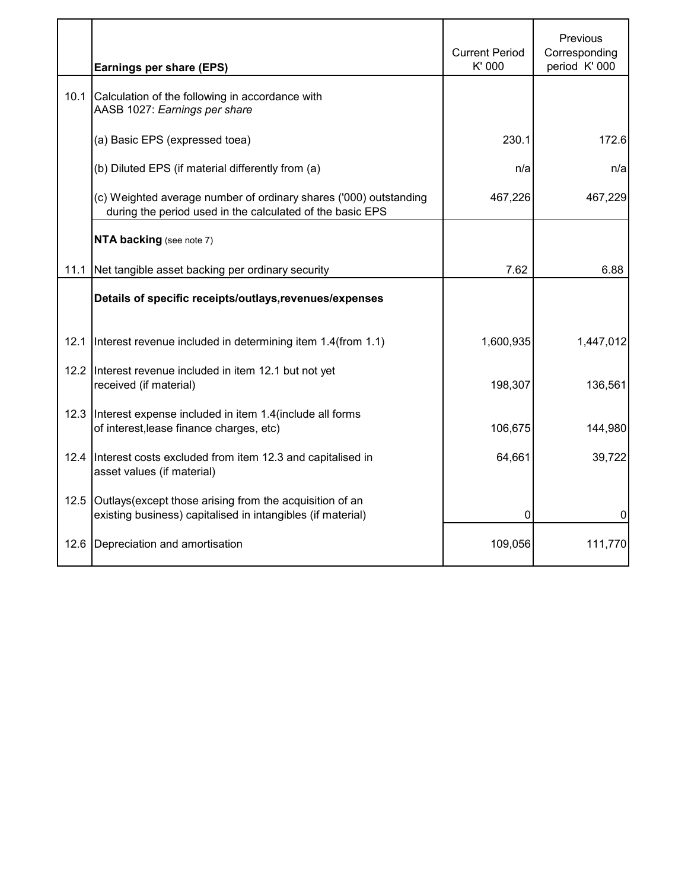| | Earnings per share (EPS) | Current Period K' 000 | Previous Corresponding period K' 000 |
|---|---|---|---|
| 10.1 | Calculation of the following in accordance with AASB 1027: *Earnings per share* | | |
| | (a) Basic EPS (expressed toea) | 230.1 | 172.6 |
| | (b) Diluted EPS (if material differently from (a) | n/a | n/a |
| | (c) Weighted average number of ordinary shares ('000) outstanding during the period used in the calculated of the basic EPS | 467,226 | 467,229 |
| | **NTA backing** (see note 7) | | |
| 11.1 | Net tangible asset backing per ordinary security | 7.62 | 6.88 |
| | **Details of specific receipts/outlays,revenues/expenses** | | |
| 12.1 | Interest revenue included in determining item 1.4(from 1.1) | 1,600,935 | 1,447,012 |
| 12.2 | Interest revenue included in item 12.1 but not yet received (if material) | 198,307 | 136,561 |
| 12.3 | Interest expense included in item 1.4(include all forms of interest,lease finance charges, etc) | 106,675 | 144,980 |
| 12.4 | Interest costs excluded from item 12.3 and capitalised in asset values (if material) | 64,661 | 39,722 |
| 12.5 | Outlays(except those arising from the acquisition of an existing business) capitalised in intangibles (if material) | 0 | 0 |
| 12.6 | Depreciation and amortisation | 109,056 | 111,770 |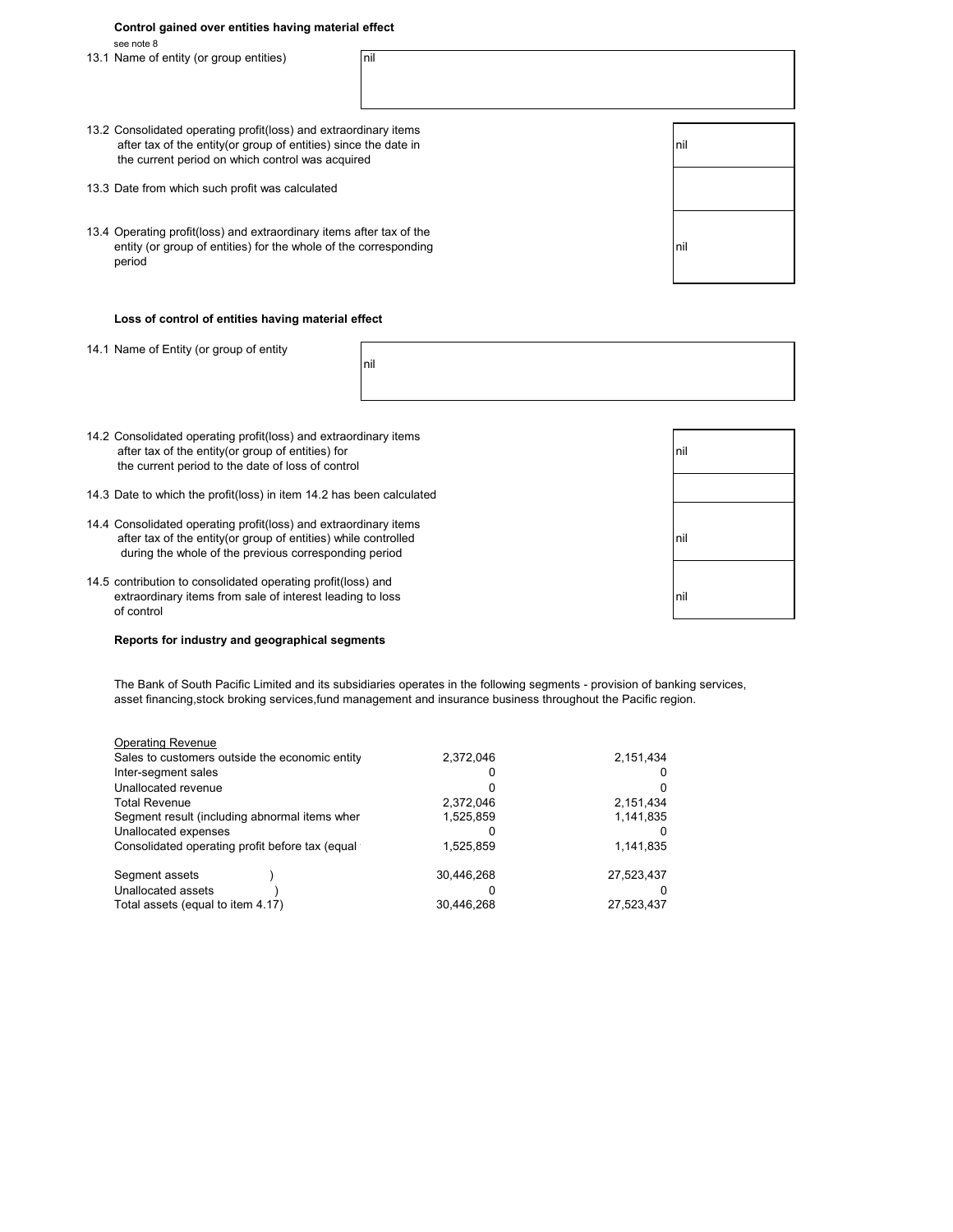### Control gained over entities having material effect

see note 8

| | |
|---|---|
| 13.1 Name of entity (or group entities) | nil |
| 13.2 Consolidated operating profit(loss) and extraordinary items after tax of the entity(or group of entities) since the date in the current period on which control was acquired | nil |
| 13.3 Date from which such profit was calculated | |
| 13.4 Operating profit(loss) and extraordinary items after tax of the entity (or group of entities) for the whole of the corresponding period | nil |

### Loss of control of entities having material effect

| | |
|---|---|
| 14.1 Name of Entity (or group of entity | nil |
| 14.2 Consolidated operating profit(loss) and extraordinary items after tax of the entity(or group of entities) for the current period to the date of loss of control | nil |
| 14.3 Date to which the profit(loss) in item 14.2 has been calculated | |
| 14.4 Consolidated operating profit(loss) and extraordinary items after tax of the entity(or group of entities) while controlled during the whole of the previous corresponding period | nil |
| 14.5 contribution to consolidated operating profit(loss) and extraordinary items from sale of interest leading to loss of control | nil |

### Reports for industry and geographical segments

The Bank of South Pacific Limited and its subsidiaries operates in the following segments - provision of banking services, asset financing,stock broking services,fund management and insurance business throughout the Pacific region.

| Operating Revenue | | |
|---|---|---|
| Sales to customers outside the economic entity | 2,372,046 | 2,151,434 |
| Inter-segment sales | 0 | 0 |
| Unallocated revenue | 0 | 0 |
| Total Revenue | 2,372,046 | 2,151,434 |
| Segment result (including abnormal items wher | 1,525,859 | 1,141,835 |
| Unallocated expenses | 0 | 0 |
| Consolidated operating profit before tax (equal | 1,525,859 | 1,141,835 |
| | | |
| Segment assets ) | 30,446,268 | 27,523,437 |
| Unallocated assets ) | 0 | 0 |
| Total assets (equal to item 4.17) | 30,446,268 | 27,523,437 |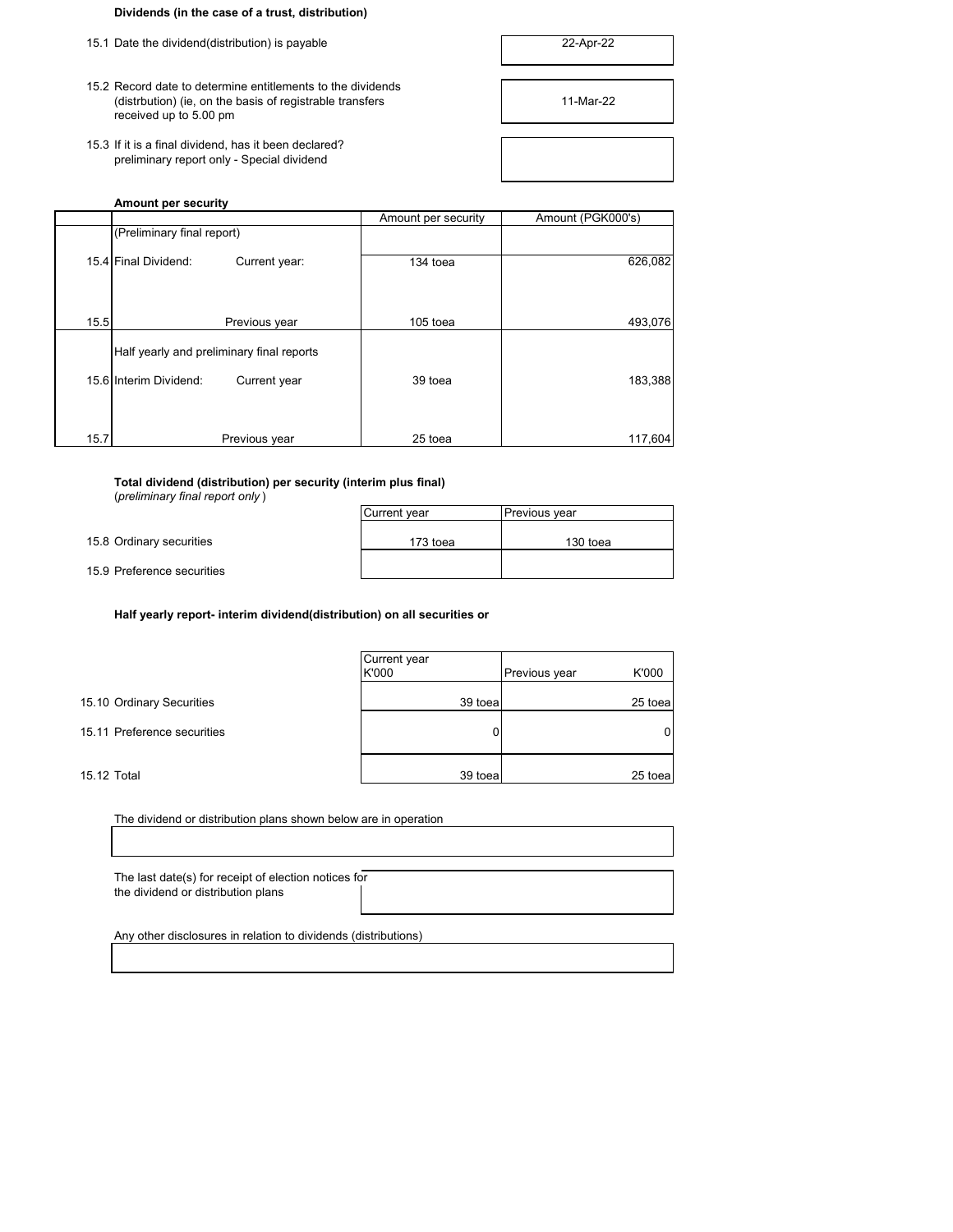**Dividends (in the case of a trust, distribution)**

| | | |
|---|---|---|
| 15.1 | Date the dividend(distribution) is payable | 22-Apr-22 |
| 15.2 | Record date to determine entitlements to the dividends (distrbution) (ie, on the basis of registrable transfers received up to 5.00 pm | 11-Mar-22 |
| 15.3 | If it is a final dividend, has it been declared? preliminary report only - Special dividend | |

**Amount per security**

| | | | Amount per security | Amount (PGK000's) |
|---|---|---|---|---|
| | (Preliminary final report) | | | |
| 15.4 | Final Dividend: | Current year: | 134 toea | 626,082 |
| 15.5 | | Previous year | 105 toea | 493,076 |
| | Half yearly and preliminary final reports | | | |
| 15.6 | Interim Dividend: | Current year | 39 toea | 183,388 |
| 15.7 | | Previous year | 25 toea | 117,604 |

**Total dividend (distribution) per security (interim plus final)**
(*preliminary final report only* )

| | | Current year | Previous year |
|---|---|---|---|
| 15.8 | Ordinary securities | 173 toea | 130 toea |
| 15.9 | Preference securities | | |

**Half yearly report- interim dividend(distribution) on all securities or**

| | | Current year K'000 | Previous year K'000 |
|---|---|---|---|
| 15.10 | Ordinary Securities | 39 toea | 25 toea |
| 15.11 | Preference securities | 0 | 0 |
| 15.12 | Total | 39 toea | 25 toea |

The dividend or distribution plans shown below are in operation

The last date(s) for receipt of election notices for the dividend or distribution plans

Any other disclosures in relation to dividends (distributions)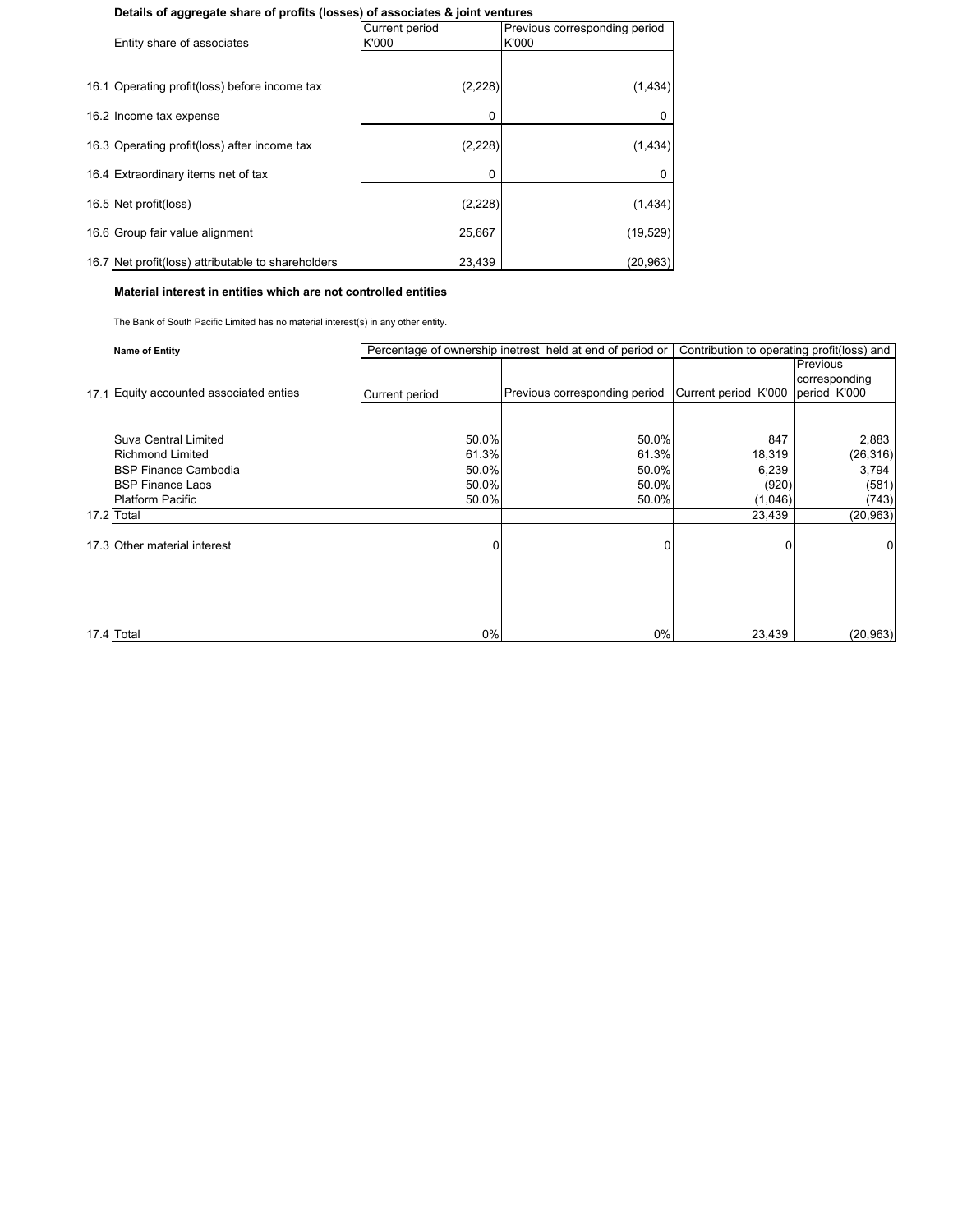**Details of aggregate share of profits (losses) of associates & joint ventures**

| Entity share of associates | Current period K'000 | Previous corresponding period K'000 |
|---|---|---|
| 16.1 Operating profit(loss) before income tax | (2,228) | (1,434) |
| 16.2 Income tax expense | 0 | 0 |
| 16.3 Operating profit(loss) after income tax | (2,228) | (1,434) |
| 16.4 Extraordinary items net of tax | 0 | 0 |
| 16.5 Net profit(loss) | (2,228) | (1,434) |
| 16.6 Group fair value alignment | 25,667 | (19,529) |
| 16.7 Net profit(loss) attributable to shareholders | 23,439 | (20,963) |

**Material interest in entities which are not controlled entities**

The Bank of South Pacific Limited has no material interest(s) in any other entity.

| Name of Entity | Percentage of ownership inetrest held at end of period or | | Contribution to operating profit(loss) and | |
|---|---|---|---|---|
| 17.1 Equity accounted associated enties | Current period | Previous corresponding period | Current period K'000 | Previous corresponding period K'000 |
| Suva Central Limited | 50.0% | 50.0% | 847 | 2,883 |
| Richmond Limited | 61.3% | 61.3% | 18,319 | (26,316) |
| BSP Finance Cambodia | 50.0% | 50.0% | 6,239 | 3,794 |
| BSP Finance Laos | 50.0% | 50.0% | (920) | (581) |
| Platform Pacific | 50.0% | 50.0% | (1,046) | (743) |
| 17.2 Total | | | 23,439 | (20,963) |
| 17.3 Other material interest | 0 | 0 | 0 | 0 |
| 17.4 Total | 0% | 0% | 23,439 | (20,963) |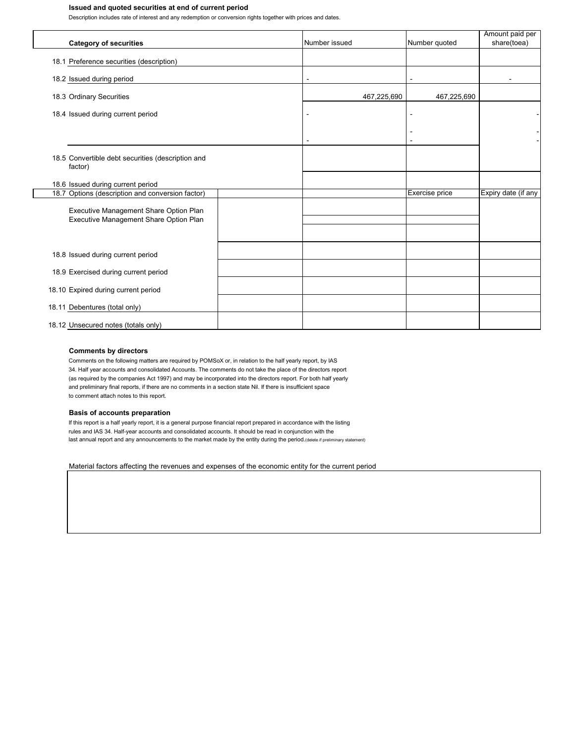### Issued and quoted securities at end of current period

Description includes rate of interest and any redemption or conversion rights together with prices and dates.

| Category of securities | | Number issued | Number quoted | Amount paid per share(toea) |
|---|---|---|---|---|
| 18.1 Preference securities (description) | | | | |
| 18.2 Issued during period | | - | - | - |
| 18.3 Ordinary Securities | | 467,225,690 | 467,225,690 | |
| 18.4 Issued during current period | | - | - | - |
| | | | - | - |
| | | - | - | - |
| 18.5 Convertible debt securities (description and factor) | | | | |
| 18.6 Issued during current period | | | | |
| 18.7 Options (description and conversion factor) | | | Exercise price | Expiry date (if any |
| Executive Management Share Option Plan | | | | |
| Executive Management Share Option Plan | | | | |
| 18.8 Issued during current period | | | | |
| 18.9 Exercised during current period | | | | |
| 18.10 Expired during current period | | | | |
| 18.11 Debentures (total only) | | | | |
| 18.12 Unsecured notes (totals only) | | | | |

### Comments by directors

Comments on the following matters are required by POMSoX or, in relation to the half yearly report, by IAS 34. Half year accounts and consolidated Accounts. The comments do not take the place of the directors report (as required by the companies Act 1997) and may be incorporated into the directors report. For both half yearly and preliminary final reports, if there are no comments in a section state Nil. If there is insufficient space to comment attach notes to this report.

### Basis of accounts preparation

If this report is a half yearly report, it is a general purpose financial report prepared in accordance with the listing rules and IAS 34. Half-year accounts and consolidated accounts. It should be read in conjunction with the last annual report and any announcements to the market made by the entity during the period.(delete if preliminary statement)

Material factors affecting the revenues and expenses of the economic entity for the current period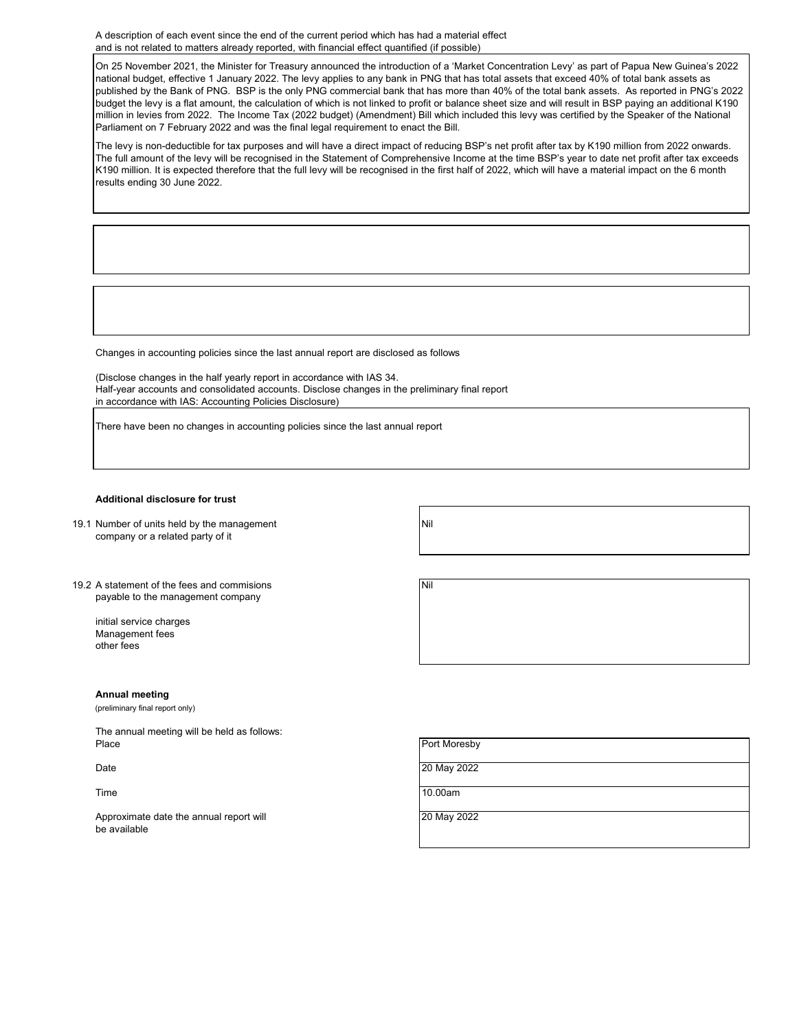A description of each event since the end of the current period which has had a material effect and is not related to matters already reported, with financial effect quantified (if possible)

On 25 November 2021, the Minister for Treasury announced the introduction of a 'Market Concentration Levy' as part of Papua New Guinea's 2022 national budget, effective 1 January 2022. The levy applies to any bank in PNG that has total assets that exceed 40% of total bank assets as published by the Bank of PNG. BSP is the only PNG commercial bank that has more than 40% of the total bank assets. As reported in PNG's 2022 budget the levy is a flat amount, the calculation of which is not linked to profit or balance sheet size and will result in BSP paying an additional K190 million in levies from 2022. The Income Tax (2022 budget) (Amendment) Bill which included this levy was certified by the Speaker of the National Parliament on 7 February 2022 and was the final legal requirement to enact the Bill.

The levy is non-deductible for tax purposes and will have a direct impact of reducing BSP's net profit after tax by K190 million from 2022 onwards. The full amount of the levy will be recognised in the Statement of Comprehensive Income at the time BSP's year to date net profit after tax exceeds K190 million. It is expected therefore that the full levy will be recognised in the first half of 2022, which will have a material impact on the 6 month results ending 30 June 2022.

Changes in accounting policies since the last annual report are disclosed as follows

(Disclose changes in the half yearly report in accordance with IAS 34.
Half-year accounts and consolidated accounts. Disclose changes in the preliminary final report in accordance with IAS: Accounting Policies Disclosure)

There have been no changes in accounting policies since the last annual report

**Additional disclosure for trust**

19.1 Number of units held by the management company or a related party of it

Nil

19.2 A statement of the fees and commisions payable to the management company

initial service charges
Management fees
other fees

Nil

**Annual meeting**
(preliminary final report only)

The annual meeting will be held as follows:

| | |
|---|---|
| Place | Port Moresby |
| Date | 20 May 2022 |
| Time | 10.00am |
| Approximate date the annual report will be available | 20 May 2022 |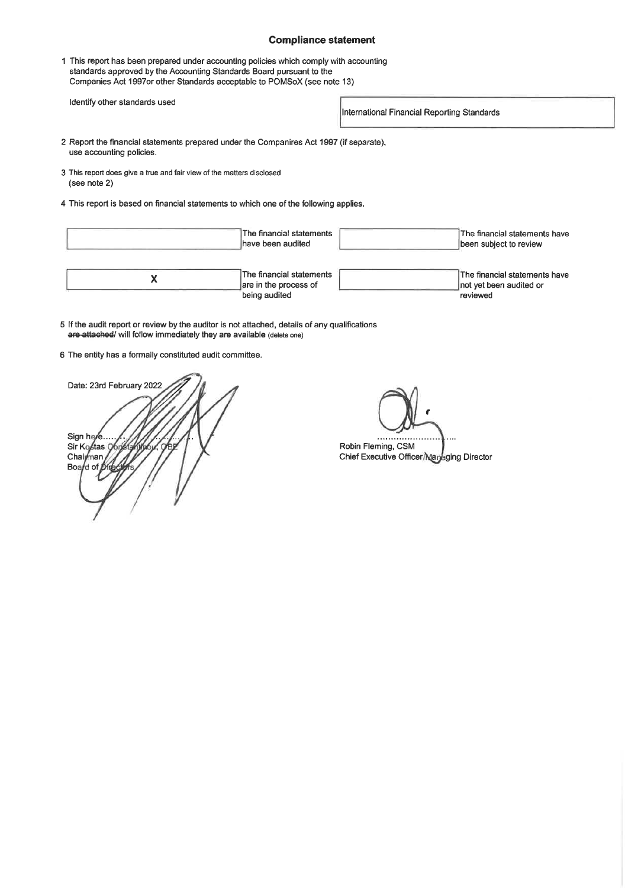## Compliance statement

1 This report has been prepared under accounting policies which comply with accounting standards approved by the Accounting Standards Board pursuant to the Companies Act 1997or other Standards acceptable to POMSoX (see note 13)

| Identify other standards used | International Financial Reporting Standards |
|---|---|

2 Report the financial statements prepared under the Companires Act 1997 (if separate), use accounting policies.

3 This report does give a true and fair view of the matters disclosed (see note 2)

4 This report is based on financial statements to which one of the following applies.

| | | | |
|---|---|---|---|
| | The financial statements have been audited | | The financial statements have been subject to review |
| X | The financial statements are in the process of being audited | | The financial statements have not yet been audited or reviewed |

5 If the audit report or review by the auditor is not attached, details of any qualifications ~~are attached~~/ will follow immediately they are available (delete one)

6 The entity has a formally constituted audit committee.

Date: 23rd February 2022

Sign here..........................
Sir Kostas Constantinou, OBE
Chairman
Board of Directors

..................................
Robin Fleming, CSM
Chief Executive Officer/Managing Director